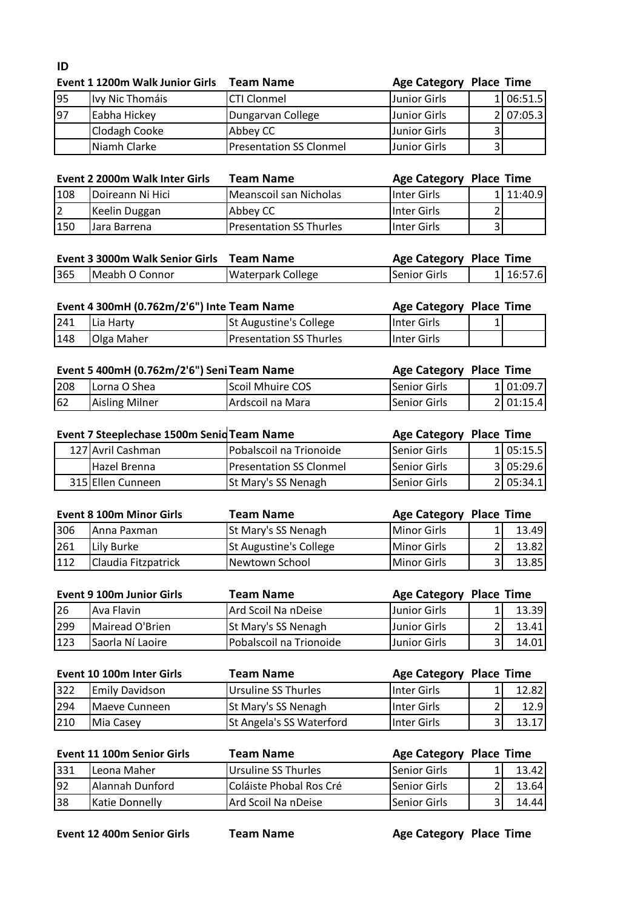**ID**

| | Event 1 1200m Walk Junior Girls | Team Name | Age Category | Place | Time |
|---|---|---|---|---|---|
| 95 | Ivy Nic Thomáis | CTI Clonmel | Junior Girls | 1 | 06:51.5 |
| 97 | Eabha Hickey | Dungarvan College | Junior Girls | 2 | 07:05.3 |
| | Clodagh Cooke | Abbey CC | Junior Girls | 3 | |
| | Niamh Clarke | Presentation SS Clonmel | Junior Girls | 3 | |

| | Event 2 2000m Walk Inter Girls | Team Name | Age Category | Place | Time |
|---|---|---|---|---|---|
| 108 | Doireann Ni Hici | Meanscoil san Nicholas | Inter Girls | 1 | 11:40.9 |
| 2 | Keelin Duggan | Abbey CC | Inter Girls | 2 | |
| 150 | Jara Barrena | Presentation SS Thurles | Inter Girls | 3 | |

| | Event 3 3000m Walk Senior Girls | Team Name | Age Category | Place | Time |
|---|---|---|---|---|---|
| 365 | Meabh O Connor | Waterpark College | Senior Girls | 1 | 16:57.6 |

| | Event 4 300mH (0.762m/2'6") Inte | Team Name | Age Category | Place | Time |
|---|---|---|---|---|---|
| 241 | Lia Harty | St Augustine's College | Inter Girls | 1 | |
| 148 | Olga Maher | Presentation SS Thurles | Inter Girls | | |

| | Event 5 400mH (0.762m/2'6") Seni | Team Name | Age Category | Place | Time |
|---|---|---|---|---|---|
| 208 | Lorna O Shea | Scoil Mhuire COS | Senior Girls | 1 | 01:09.7 |
| 62 | Aisling Milner | Ardscoil na Mara | Senior Girls | 2 | 01:15.4 |

| | Event 7 Steeplechase 1500m Senio | Team Name | Age Category | Place | Time |
|---|---|---|---|---|---|
| 127 | Avril Cashman | Pobalscoil na Trionoide | Senior Girls | 1 | 05:15.5 |
| | Hazel Brenna | Presentation SS Clonmel | Senior Girls | 3 | 05:29.6 |
| 315 | Ellen Cunneen | St Mary's SS Nenagh | Senior Girls | 2 | 05:34.1 |

| | Event 8 100m Minor Girls | Team Name | Age Category | Place | Time |
|---|---|---|---|---|---|
| 306 | Anna Paxman | St Mary's SS Nenagh | Minor Girls | 1 | 13.49 |
| 261 | Lily Burke | St Augustine's College | Minor Girls | 2 | 13.82 |
| 112 | Claudia Fitzpatrick | Newtown School | Minor Girls | 3 | 13.85 |

| | Event 9 100m Junior Girls | Team Name | Age Category | Place | Time |
|---|---|---|---|---|---|
| 26 | Ava Flavin | Ard Scoil Na nDeise | Junior Girls | 1 | 13.39 |
| 299 | Mairead O'Brien | St Mary's SS Nenagh | Junior Girls | 2 | 13.41 |
| 123 | Saorla Ní Laoire | Pobalscoil na Trionoide | Junior Girls | 3 | 14.01 |

| | Event 10 100m Inter Girls | Team Name | Age Category | Place | Time |
|---|---|---|---|---|---|
| 322 | Emily Davidson | Ursuline SS Thurles | Inter Girls | 1 | 12.82 |
| 294 | Maeve Cunneen | St Mary's SS Nenagh | Inter Girls | 2 | 12.9 |
| 210 | Mia Casey | St Angela's SS Waterford | Inter Girls | 3 | 13.17 |

| | Event 11 100m Senior Girls | Team Name | Age Category | Place | Time |
|---|---|---|---|---|---|
| 331 | Leona Maher | Ursuline SS Thurles | Senior Girls | 1 | 13.42 |
| 92 | Alannah Dunford | Coláiste Phobal Ros Cré | Senior Girls | 2 | 13.64 |
| 38 | Katie Donnelly | Ard Scoil Na nDeise | Senior Girls | 3 | 14.44 |

| | Event 12 400m Senior Girls | Team Name | Age Category | Place | Time |
|---|---|---|---|---|---|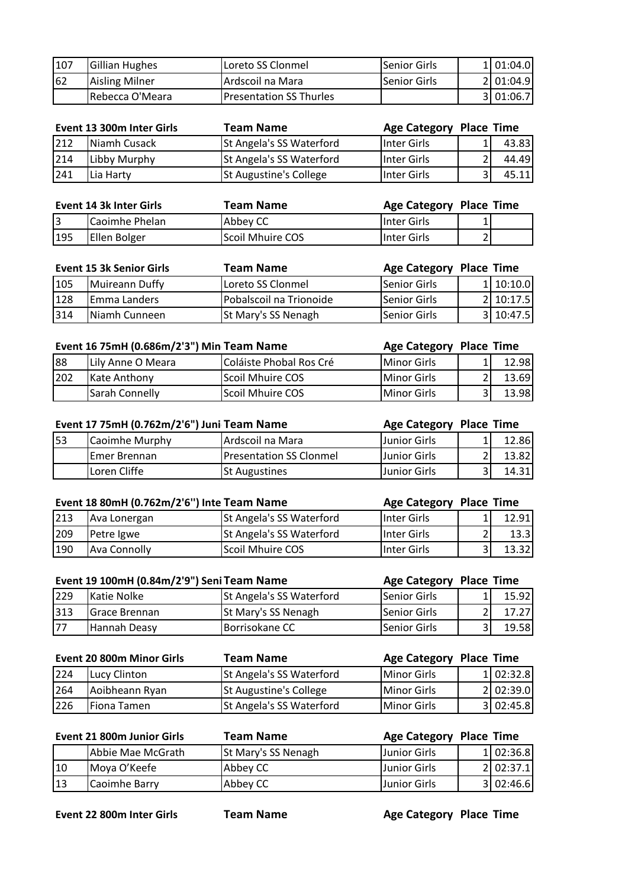| | | | | | |
|---|---|---|---|---|---|
| 107 | Gillian Hughes | Loreto SS Clonmel | Senior Girls | 1 | 01:04.0 |
| 62 | Aisling Milner | Ardscoil na Mara | Senior Girls | 2 | 01:04.9 |
| | Rebecca O'Meara | Presentation SS Thurles | | 3 | 01:06.7 |

| Event 13 300m Inter Girls | | Team Name | Age Category | Place | Time |
|---|---|---|---|---|---|
| 212 | Niamh Cusack | St Angela's SS Waterford | Inter Girls | 1 | 43.83 |
| 214 | Libby Murphy | St Angela's SS Waterford | Inter Girls | 2 | 44.49 |
| 241 | Lia Harty | St Augustine's College | Inter Girls | 3 | 45.11 |

| Event 14 3k Inter Girls | | Team Name | Age Category | Place | Time |
|---|---|---|---|---|---|
| 3 | Caoimhe Phelan | Abbey CC | Inter Girls | 1 | |
| 195 | Ellen Bolger | Scoil Mhuire COS | Inter Girls | 2 | |

| Event 15 3k Senior Girls | | Team Name | Age Category | Place | Time |
|---|---|---|---|---|---|
| 105 | Muireann Duffy | Loreto SS Clonmel | Senior Girls | 1 | 10:10.0 |
| 128 | Emma Landers | Pobalscoil na Trionoide | Senior Girls | 2 | 10:17.5 |
| 314 | Niamh Cunneen | St Mary's SS Nenagh | Senior Girls | 3 | 10:47.5 |

| Event 16 75mH (0.686m/2'3") Min | | Team Name | Age Category | Place | Time |
|---|---|---|---|---|---|
| 88 | Lily Anne O Meara | Coláiste Phobal Ros Cré | Minor Girls | 1 | 12.98 |
| 202 | Kate Anthony | Scoil Mhuire COS | Minor Girls | 2 | 13.69 |
| | Sarah Connelly | Scoil Mhuire COS | Minor Girls | 3 | 13.98 |

| Event 17 75mH (0.762m/2'6") Juni | | Team Name | Age Category | Place | Time |
|---|---|---|---|---|---|
| 53 | Caoimhe Murphy | Ardscoil na Mara | Junior Girls | 1 | 12.86 |
| | Emer Brennan | Presentation SS Clonmel | Junior Girls | 2 | 13.82 |
| | Loren Cliffe | St Augustines | Junior Girls | 3 | 14.31 |

| Event 18 80mH (0.762m/2'6") Inte | | Team Name | Age Category | Place | Time |
|---|---|---|---|---|---|
| 213 | Ava Lonergan | St Angela's SS Waterford | Inter Girls | 1 | 12.91 |
| 209 | Petre Igwe | St Angela's SS Waterford | Inter Girls | 2 | 13.3 |
| 190 | Ava Connolly | Scoil Mhuire COS | Inter Girls | 3 | 13.32 |

| Event 19 100mH (0.84m/2'9") Seni | | Team Name | Age Category | Place | Time |
|---|---|---|---|---|---|
| 229 | Katie Nolke | St Angela's SS Waterford | Senior Girls | 1 | 15.92 |
| 313 | Grace Brennan | St Mary's SS Nenagh | Senior Girls | 2 | 17.27 |
| 77 | Hannah Deasy | Borrisokane CC | Senior Girls | 3 | 19.58 |

| Event 20 800m Minor Girls | | Team Name | Age Category | Place | Time |
|---|---|---|---|---|---|
| 224 | Lucy Clinton | St Angela's SS Waterford | Minor Girls | 1 | 02:32.8 |
| 264 | Aoibheann Ryan | St Augustine's College | Minor Girls | 2 | 02:39.0 |
| 226 | Fiona Tamen | St Angela's SS Waterford | Minor Girls | 3 | 02:45.8 |

| Event 21 800m Junior Girls | | Team Name | Age Category | Place | Time |
|---|---|---|---|---|---|
| | Abbie Mae McGrath | St Mary's SS Nenagh | Junior Girls | 1 | 02:36.8 |
| 10 | Moya O'Keefe | Abbey CC | Junior Girls | 2 | 02:37.1 |
| 13 | Caoimhe Barry | Abbey CC | Junior Girls | 3 | 02:46.6 |

| Event 22 800m Inter Girls | | Team Name | Age Category | Place | Time |
|---|---|---|---|---|---|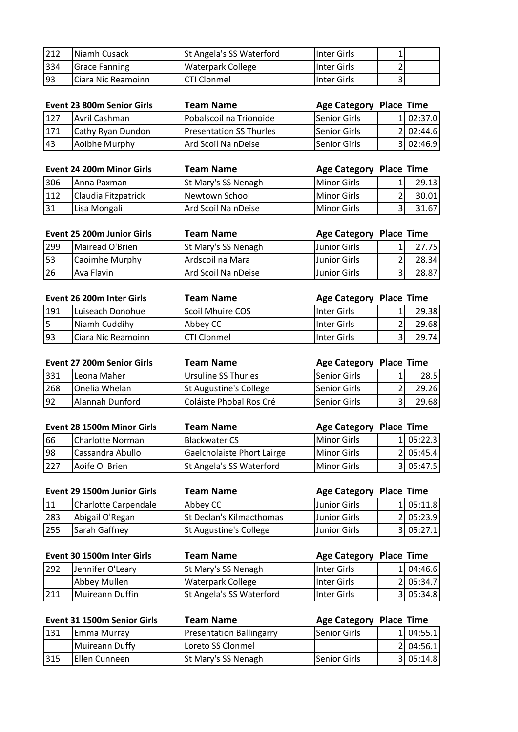| | | | | | |
|---|---|---|---|---|---|
| 212 | Niamh Cusack | St Angela's SS Waterford | Inter Girls | 1 | |
| 334 | Grace Fanning | Waterpark College | Inter Girls | 2 | |
| 93 | Ciara Nic Reamoinn | CTI Clonmel | Inter Girls | 3 | |

| Event 23 800m Senior Girls | | Team Name | Age Category | Place | Time |
|---|---|---|---|---|---|
| 127 | Avril Cashman | Pobalscoil na Trionoide | Senior Girls | 1 | 02:37.0 |
| 171 | Cathy Ryan Dundon | Presentation SS Thurles | Senior Girls | 2 | 02:44.6 |
| 43 | Aoibhe Murphy | Ard Scoil Na nDeise | Senior Girls | 3 | 02:46.9 |

| Event 24 200m Minor Girls | | Team Name | Age Category | Place | Time |
|---|---|---|---|---|---|
| 306 | Anna Paxman | St Mary's SS Nenagh | Minor Girls | 1 | 29.13 |
| 112 | Claudia Fitzpatrick | Newtown School | Minor Girls | 2 | 30.01 |
| 31 | Lisa Mongali | Ard Scoil Na nDeise | Minor Girls | 3 | 31.67 |

| Event 25 200m Junior Girls | | Team Name | Age Category | Place | Time |
|---|---|---|---|---|---|
| 299 | Mairead O'Brien | St Mary's SS Nenagh | Junior Girls | 1 | 27.75 |
| 53 | Caoimhe Murphy | Ardscoil na Mara | Junior Girls | 2 | 28.34 |
| 26 | Ava Flavin | Ard Scoil Na nDeise | Junior Girls | 3 | 28.87 |

| Event 26 200m Inter Girls | | Team Name | Age Category | Place | Time |
|---|---|---|---|---|---|
| 191 | Luiseach Donohue | Scoil Mhuire COS | Inter Girls | 1 | 29.38 |
| 5 | Niamh Cuddihy | Abbey CC | Inter Girls | 2 | 29.68 |
| 93 | Ciara Nic Reamoinn | CTI Clonmel | Inter Girls | 3 | 29.74 |

| Event 27 200m Senior Girls | | Team Name | Age Category | Place | Time |
|---|---|---|---|---|---|
| 331 | Leona Maher | Ursuline SS Thurles | Senior Girls | 1 | 28.5 |
| 268 | Onelia Whelan | St Augustine's College | Senior Girls | 2 | 29.26 |
| 92 | Alannah Dunford | Coláiste Phobal Ros Cré | Senior Girls | 3 | 29.68 |

| Event 28 1500m Minor Girls | | Team Name | Age Category | Place | Time |
|---|---|---|---|---|---|
| 66 | Charlotte Norman | Blackwater CS | Minor Girls | 1 | 05:22.3 |
| 98 | Cassandra Abullo | Gaelcholaiste Phort Lairge | Minor Girls | 2 | 05:45.4 |
| 227 | Aoife O' Brien | St Angela's SS Waterford | Minor Girls | 3 | 05:47.5 |

| Event 29 1500m Junior Girls | | Team Name | Age Category | Place | Time |
|---|---|---|---|---|---|
| 11 | Charlotte Carpendale | Abbey CC | Junior Girls | 1 | 05:11.8 |
| 283 | Abigail O'Regan | St Declan's Kilmacthomas | Junior Girls | 2 | 05:23.9 |
| 255 | Sarah Gaffney | St Augustine's College | Junior Girls | 3 | 05:27.1 |

| Event 30 1500m Inter Girls | | Team Name | Age Category | Place | Time |
|---|---|---|---|---|---|
| 292 | Jennifer O'Leary | St Mary's SS Nenagh | Inter Girls | 1 | 04:46.6 |
| | Abbey Mullen | Waterpark College | Inter Girls | 2 | 05:34.7 |
| 211 | Muireann Duffin | St Angela's SS Waterford | Inter Girls | 3 | 05:34.8 |

| Event 31 1500m Senior Girls | | Team Name | Age Category | Place | Time |
|---|---|---|---|---|---|
| 131 | Emma Murray | Presentation Ballingarry | Senior Girls | 1 | 04:55.1 |
| | Muireann Duffy | Loreto SS Clonmel | | 2 | 04:56.1 |
| 315 | Ellen Cunneen | St Mary's SS Nenagh | Senior Girls | 3 | 05:14.8 |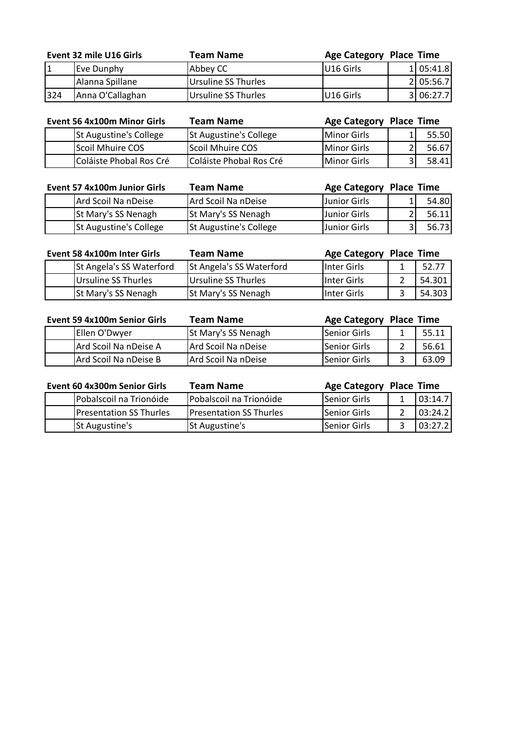| Event 32 mile U16 Girls | | Team Name | Age Category | Place | Time |
|---|---|---|---|---|---|
| 1 | Eve Dunphy | Abbey CC | U16 Girls | 1 | 05:41.8 |
| | Alanna Spillane | Ursuline SS Thurles | | 2 | 05:56.7 |
| 324 | Anna O'Callaghan | Ursuline SS Thurles | U16 Girls | 3 | 06:27.7 |

| Event 56 4x100m Minor Girls | | Team Name | Age Category | Place | Time |
|---|---|---|---|---|---|
| | St Augustine's College | St Augustine's College | Minor Girls | 1 | 55.50 |
| | Scoil Mhuire COS | Scoil Mhuire COS | Minor Girls | 2 | 56.67 |
| | Coláiste Phobal Ros Cré | Coláiste Phobal Ros Cré | Minor Girls | 3 | 58.41 |

| Event 57 4x100m Junior Girls | | Team Name | Age Category | Place | Time |
|---|---|---|---|---|---|
| | Ard Scoil Na nDeise | Ard Scoil Na nDeise | Junior Girls | 1 | 54.80 |
| | St Mary's SS Nenagh | St Mary's SS Nenagh | Junior Girls | 2 | 56.11 |
| | St Augustine's College | St Augustine's College | Junior Girls | 3 | 56.73 |

| Event 58 4x100m Inter Girls | | Team Name | Age Category | Place | Time |
|---|---|---|---|---|---|
| | St Angela's SS Waterford | St Angela's SS Waterford | Inter Girls | 1 | 52.77 |
| | Ursuline SS Thurles | Ursuline SS Thurles | Inter Girls | 2 | 54.301 |
| | St Mary's SS Nenagh | St Mary's SS Nenagh | Inter Girls | 3 | 54.303 |

| Event 59 4x100m Senior Girls | | Team Name | Age Category | Place | Time |
|---|---|---|---|---|---|
| | Ellen O'Dwyer | St Mary's SS Nenagh | Senior Girls | 1 | 55.11 |
| | Ard Scoil Na nDeise A | Ard Scoil Na nDeise | Senior Girls | 2 | 56.61 |
| | Ard Scoil Na nDeise B | Ard Scoil Na nDeise | Senior Girls | 3 | 63.09 |

| Event 60 4x300m Senior Girls | | Team Name | Age Category | Place | Time |
|---|---|---|---|---|---|
| | Pobalscoil na Trionóide | Pobalscoil na Trionóide | Senior Girls | 1 | 03:14.7 |
| | Presentation SS Thurles | Presentation SS Thurles | Senior Girls | 2 | 03:24.2 |
| | St Augustine's | St Augustine's | Senior Girls | 3 | 03:27.2 |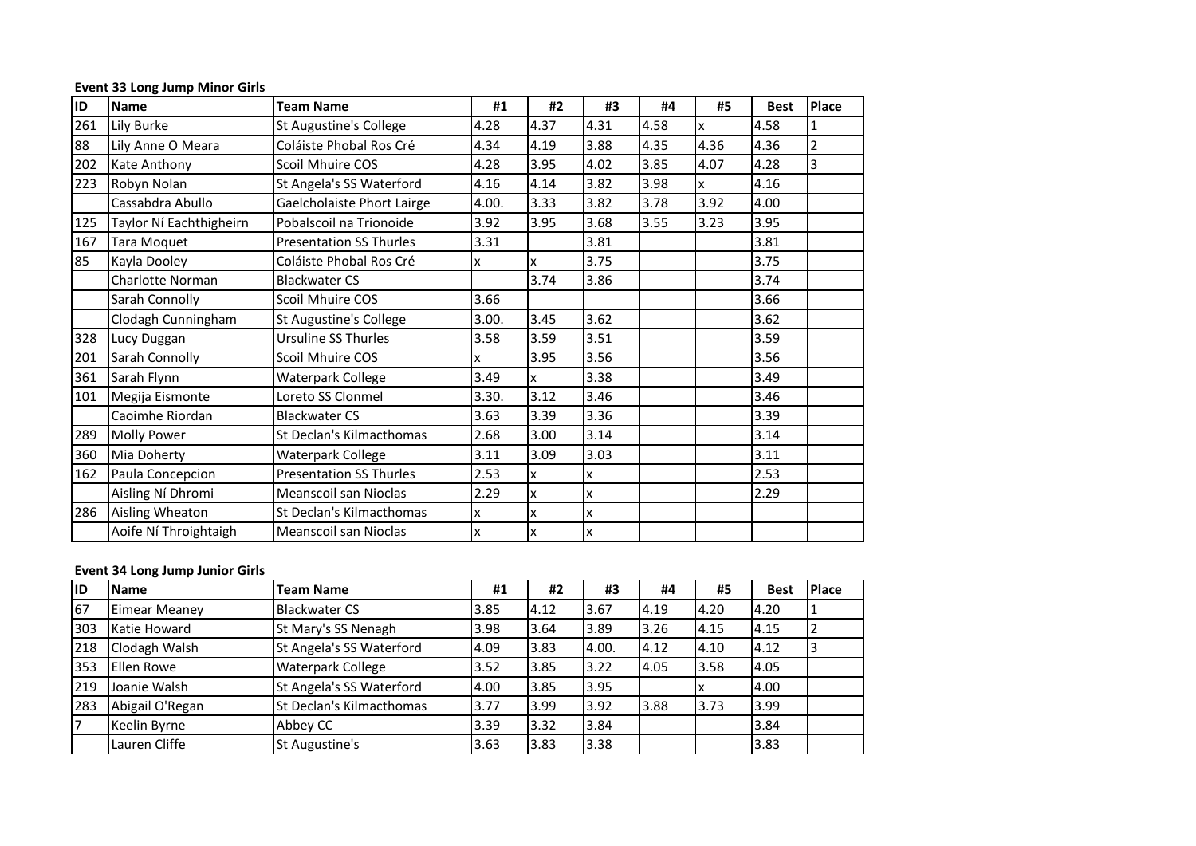**Event 33 Long Jump Minor Girls**

| ID | Name | Team Name | #1 | #2 | #3 | #4 | #5 | Best | Place |
|---|---|---|---|---|---|---|---|---|---|
| 261 | Lily Burke | St Augustine's College | 4.28 | 4.37 | 4.31 | 4.58 | x | 4.58 | 1 |
| 88 | Lily Anne O Meara | Coláiste Phobal Ros Cré | 4.34 | 4.19 | 3.88 | 4.35 | 4.36 | 4.36 | 2 |
| 202 | Kate Anthony | Scoil Mhuire COS | 4.28 | 3.95 | 4.02 | 3.85 | 4.07 | 4.28 | 3 |
| 223 | Robyn Nolan | St Angela's SS Waterford | 4.16 | 4.14 | 3.82 | 3.98 | x | 4.16 | |
| | Cassabdra Abullo | Gaelcholaiste Phort Lairge | 4.00. | 3.33 | 3.82 | 3.78 | 3.92 | 4.00 | |
| 125 | Taylor Ní Eachthigheirn | Pobalscoil na Trionoide | 3.92 | 3.95 | 3.68 | 3.55 | 3.23 | 3.95 | |
| 167 | Tara Moquet | Presentation SS Thurles | 3.31 | | 3.81 | | | 3.81 | |
| 85 | Kayla Dooley | Coláiste Phobal Ros Cré | x | x | 3.75 | | | 3.75 | |
| | Charlotte Norman | Blackwater CS | | 3.74 | 3.86 | | | 3.74 | |
| | Sarah Connolly | Scoil Mhuire COS | 3.66 | | | | | 3.66 | |
| | Clodagh Cunningham | St Augustine's College | 3.00. | 3.45 | 3.62 | | | 3.62 | |
| 328 | Lucy Duggan | Ursuline SS Thurles | 3.58 | 3.59 | 3.51 | | | 3.59 | |
| 201 | Sarah Connolly | Scoil Mhuire COS | x | 3.95 | 3.56 | | | 3.56 | |
| 361 | Sarah Flynn | Waterpark College | 3.49 | x | 3.38 | | | 3.49 | |
| 101 | Megija Eismonte | Loreto SS Clonmel | 3.30. | 3.12 | 3.46 | | | 3.46 | |
| | Caoimhe Riordan | Blackwater CS | 3.63 | 3.39 | 3.36 | | | 3.39 | |
| 289 | Molly Power | St Declan's Kilmacthomas | 2.68 | 3.00 | 3.14 | | | 3.14 | |
| 360 | Mia Doherty | Waterpark College | 3.11 | 3.09 | 3.03 | | | 3.11 | |
| 162 | Paula Concepcion | Presentation SS Thurles | 2.53 | x | x | | | 2.53 | |
| | Aisling Ní Dhromi | Meanscoil san Nioclas | 2.29 | x | x | | | 2.29 | |
| 286 | Aisling Wheaton | St Declan's Kilmacthomas | x | x | x | | | | |
| | Aoife Ní Throightaigh | Meanscoil san Nioclas | x | x | x | | | | |

**Event 34 Long Jump Junior Girls**

| ID | Name | Team Name | #1 | #2 | #3 | #4 | #5 | Best | Place |
|---|---|---|---|---|---|---|---|---|---|
| 67 | Eimear Meaney | Blackwater CS | 3.85 | 4.12 | 3.67 | 4.19 | 4.20 | 4.20 | 1 |
| 303 | Katie Howard | St Mary's SS Nenagh | 3.98 | 3.64 | 3.89 | 3.26 | 4.15 | 4.15 | 2 |
| 218 | Clodagh Walsh | St Angela's SS Waterford | 4.09 | 3.83 | 4.00. | 4.12 | 4.10 | 4.12 | 3 |
| 353 | Ellen Rowe | Waterpark College | 3.52 | 3.85 | 3.22 | 4.05 | 3.58 | 4.05 | |
| 219 | Joanie Walsh | St Angela's SS Waterford | 4.00 | 3.85 | 3.95 | | x | 4.00 | |
| 283 | Abigail O'Regan | St Declan's Kilmacthomas | 3.77 | 3.99 | 3.92 | 3.88 | 3.73 | 3.99 | |
| 7 | Keelin Byrne | Abbey CC | 3.39 | 3.32 | 3.84 | | | 3.84 | |
| | Lauren Cliffe | St Augustine's | 3.63 | 3.83 | 3.38 | | | 3.83 | |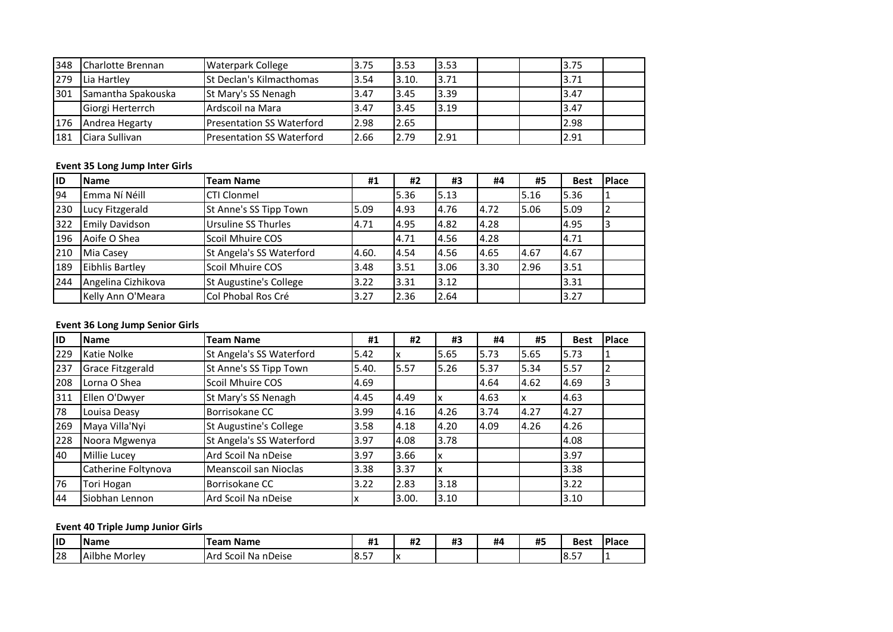| | | | | | | | | | |
|---|---|---|---|---|---|---|---|---|---|
| 348 | Charlotte Brennan | Waterpark College | 3.75 | 3.53 | 3.53 | | | 3.75 | |
| 279 | Lia Hartley | St Declan's Kilmacthomas | 3.54 | 3.10. | 3.71 | | | 3.71 | |
| 301 | Samantha Spakouska | St Mary's SS Nenagh | 3.47 | 3.45 | 3.39 | | | 3.47 | |
| | Giorgi Herterrch | Ardscoil na Mara | 3.47 | 3.45 | 3.19 | | | 3.47 | |
| 176 | Andrea Hegarty | Presentation SS Waterford | 2.98 | 2.65 | | | | 2.98 | |
| 181 | Ciara Sullivan | Presentation SS Waterford | 2.66 | 2.79 | 2.91 | | | 2.91 | |

**Event 35 Long Jump Inter Girls**

| ID | Name | Team Name | #1 | #2 | #3 | #4 | #5 | Best | Place |
|---|---|---|---|---|---|---|---|---|---|
| 94 | Emma Ní Néill | CTI Clonmel | | 5.36 | 5.13 | | 5.16 | 5.36 | 1 |
| 230 | Lucy Fitzgerald | St Anne's SS Tipp Town | 5.09 | 4.93 | 4.76 | 4.72 | 5.06 | 5.09 | 2 |
| 322 | Emily Davidson | Ursuline SS Thurles | 4.71 | 4.95 | 4.82 | 4.28 | | 4.95 | 3 |
| 196 | Aoife O Shea | Scoil Mhuire COS | | 4.71 | 4.56 | 4.28 | | 4.71 | |
| 210 | Mia Casey | St Angela's SS Waterford | 4.60. | 4.54 | 4.56 | 4.65 | 4.67 | 4.67 | |
| 189 | Eibhlis Bartley | Scoil Mhuire COS | 3.48 | 3.51 | 3.06 | 3.30 | 2.96 | 3.51 | |
| 244 | Angelina Cizhikova | St Augustine's College | 3.22 | 3.31 | 3.12 | | | 3.31 | |
| | Kelly Ann O'Meara | Col Phobal Ros Cré | 3.27 | 2.36 | 2.64 | | | 3.27 | |

**Event 36 Long Jump Senior Girls**

| ID | Name | Team Name | #1 | #2 | #3 | #4 | #5 | Best | Place |
|---|---|---|---|---|---|---|---|---|---|
| 229 | Katie Nolke | St Angela's SS Waterford | 5.42 | x | 5.65 | 5.73 | 5.65 | 5.73 | 1 |
| 237 | Grace Fitzgerald | St Anne's SS Tipp Town | 5.40. | 5.57 | 5.26 | 5.37 | 5.34 | 5.57 | 2 |
| 208 | Lorna O Shea | Scoil Mhuire COS | 4.69 | | | 4.64 | 4.62 | 4.69 | 3 |
| 311 | Ellen O'Dwyer | St Mary's SS Nenagh | 4.45 | 4.49 | x | 4.63 | x | 4.63 | |
| 78 | Louisa Deasy | Borrisokane CC | 3.99 | 4.16 | 4.26 | 3.74 | 4.27 | 4.27 | |
| 269 | Maya Villa'Nyi | St Augustine's College | 3.58 | 4.18 | 4.20 | 4.09 | 4.26 | 4.26 | |
| 228 | Noora Mgwenya | St Angela's SS Waterford | 3.97 | 4.08 | 3.78 | | | 4.08 | |
| 40 | Millie Lucey | Ard Scoil Na nDeise | 3.97 | 3.66 | x | | | 3.97 | |
| | Catherine Foltynova | Meanscoil san Nioclas | 3.38 | 3.37 | x | | | 3.38 | |
| 76 | Tori Hogan | Borrisokane CC | 3.22 | 2.83 | 3.18 | | | 3.22 | |
| 44 | Siobhan Lennon | Ard Scoil Na nDeise | x | 3.00. | 3.10 | | | 3.10 | |

**Event 40 Triple Jump Junior Girls**

| ID | Name | Team Name | #1 | #2 | #3 | #4 | #5 | Best | Place |
|---|---|---|---|---|---|---|---|---|---|
| 28 | Ailbhe Morley | Ard Scoil Na nDeise | 8.57 | x | | | | 8.57 | 1 |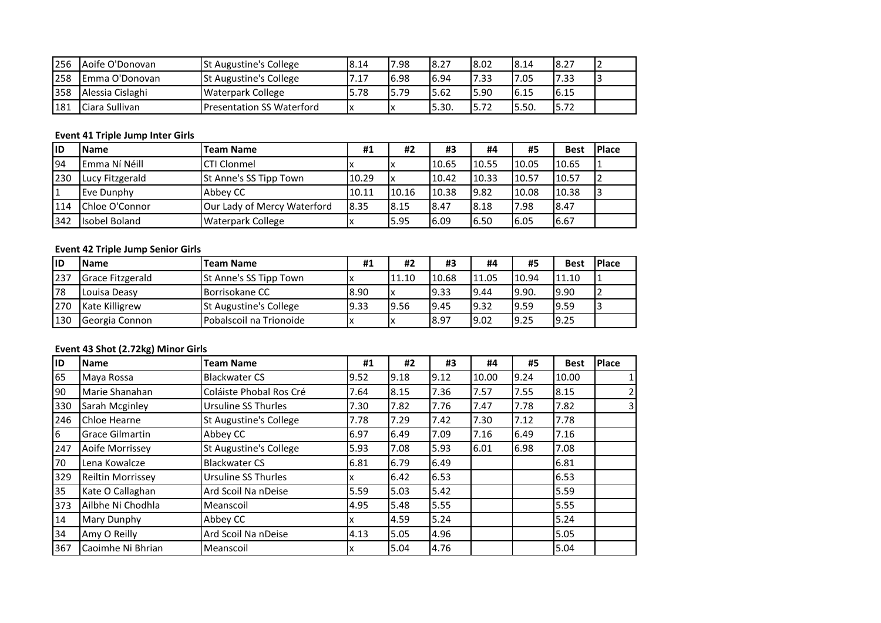| ID | Name | Team Name | #1 | #2 | #3 | #4 | #5 | Best | Place |
|---|---|---|---|---|---|---|---|---|---|
| 256 | Aoife O'Donovan | St Augustine's College | 8.14 | 7.98 | 8.27 | 8.02 | 8.14 | 8.27 | 2 |
| 258 | Emma O'Donovan | St Augustine's College | 7.17 | 6.98 | 6.94 | 7.33 | 7.05 | 7.33 | 3 |
| 358 | Alessia Cislaghi | Waterpark College | 5.78 | 5.79 | 5.62 | 5.90 | 6.15 | 6.15 | |
| 181 | Ciara Sullivan | Presentation SS Waterford | x | x | 5.30. | 5.72 | 5.50. | 5.72 | |

**Event 41 Triple Jump Inter Girls**

| ID | Name | Team Name | #1 | #2 | #3 | #4 | #5 | Best | Place |
|---|---|---|---|---|---|---|---|---|---|
| 94 | Emma Ní Néill | CTI Clonmel | x | x | 10.65 | 10.55 | 10.05 | 10.65 | 1 |
| 230 | Lucy Fitzgerald | St Anne's SS Tipp Town | 10.29 | x | 10.42 | 10.33 | 10.57 | 10.57 | 2 |
| 1 | Eve Dunphy | Abbey CC | 10.11 | 10.16 | 10.38 | 9.82 | 10.08 | 10.38 | 3 |
| 114 | Chloe O'Connor | Our Lady of Mercy Waterford | 8.35 | 8.15 | 8.47 | 8.18 | 7.98 | 8.47 | |
| 342 | Isobel Boland | Waterpark College | x | 5.95 | 6.09 | 6.50 | 6.05 | 6.67 | |

**Event 42 Triple Jump Senior Girls**

| ID | Name | Team Name | #1 | #2 | #3 | #4 | #5 | Best | Place |
|---|---|---|---|---|---|---|---|---|---|
| 237 | Grace Fitzgerald | St Anne's SS Tipp Town | x | 11.10 | 10.68 | 11.05 | 10.94 | 11.10 | 1 |
| 78 | Louisa Deasy | Borrisokane CC | 8.90 | x | 9.33 | 9.44 | 9.90. | 9.90 | 2 |
| 270 | Kate Killigrew | St Augustine's College | 9.33 | 9.56 | 9.45 | 9.32 | 9.59 | 9.59 | 3 |
| 130 | Georgia Connon | Pobalscoil na Trionoide | x | x | 8.97 | 9.02 | 9.25 | 9.25 | |

**Event 43 Shot (2.72kg) Minor Girls**

| ID | Name | Team Name | #1 | #2 | #3 | #4 | #5 | Best | Place |
|---|---|---|---|---|---|---|---|---|---|
| 65 | Maya Rossa | Blackwater CS | 9.52 | 9.18 | 9.12 | 10.00 | 9.24 | 10.00 | 1 |
| 90 | Marie Shanahan | Coláiste Phobal Ros Cré | 7.64 | 8.15 | 7.36 | 7.57 | 7.55 | 8.15 | 2 |
| 330 | Sarah Mcginley | Ursuline SS Thurles | 7.30 | 7.82 | 7.76 | 7.47 | 7.78 | 7.82 | 3 |
| 246 | Chloe Hearne | St Augustine's College | 7.78 | 7.29 | 7.42 | 7.30 | 7.12 | 7.78 | |
| 6 | Grace Gilmartin | Abbey CC | 6.97 | 6.49 | 7.09 | 7.16 | 6.49 | 7.16 | |
| 247 | Aoife Morrissey | St Augustine's College | 5.93 | 7.08 | 5.93 | 6.01 | 6.98 | 7.08 | |
| 70 | Lena Kowalcze | Blackwater CS | 6.81 | 6.79 | 6.49 | | | 6.81 | |
| 329 | Reiltin Morrissey | Ursuline SS Thurles | x | 6.42 | 6.53 | | | 6.53 | |
| 35 | Kate O Callaghan | Ard Scoil Na nDeise | 5.59 | 5.03 | 5.42 | | | 5.59 | |
| 373 | Ailbhe Ni Chodhla | Meanscoil | 4.95 | 5.48 | 5.55 | | | 5.55 | |
| 14 | Mary Dunphy | Abbey CC | x | 4.59 | 5.24 | | | 5.24 | |
| 34 | Amy O Reilly | Ard Scoil Na nDeise | 4.13 | 5.05 | 4.96 | | | 5.05 | |
| 367 | Caoimhe Ni Bhrian | Meanscoil | x | 5.04 | 4.76 | | | 5.04 | |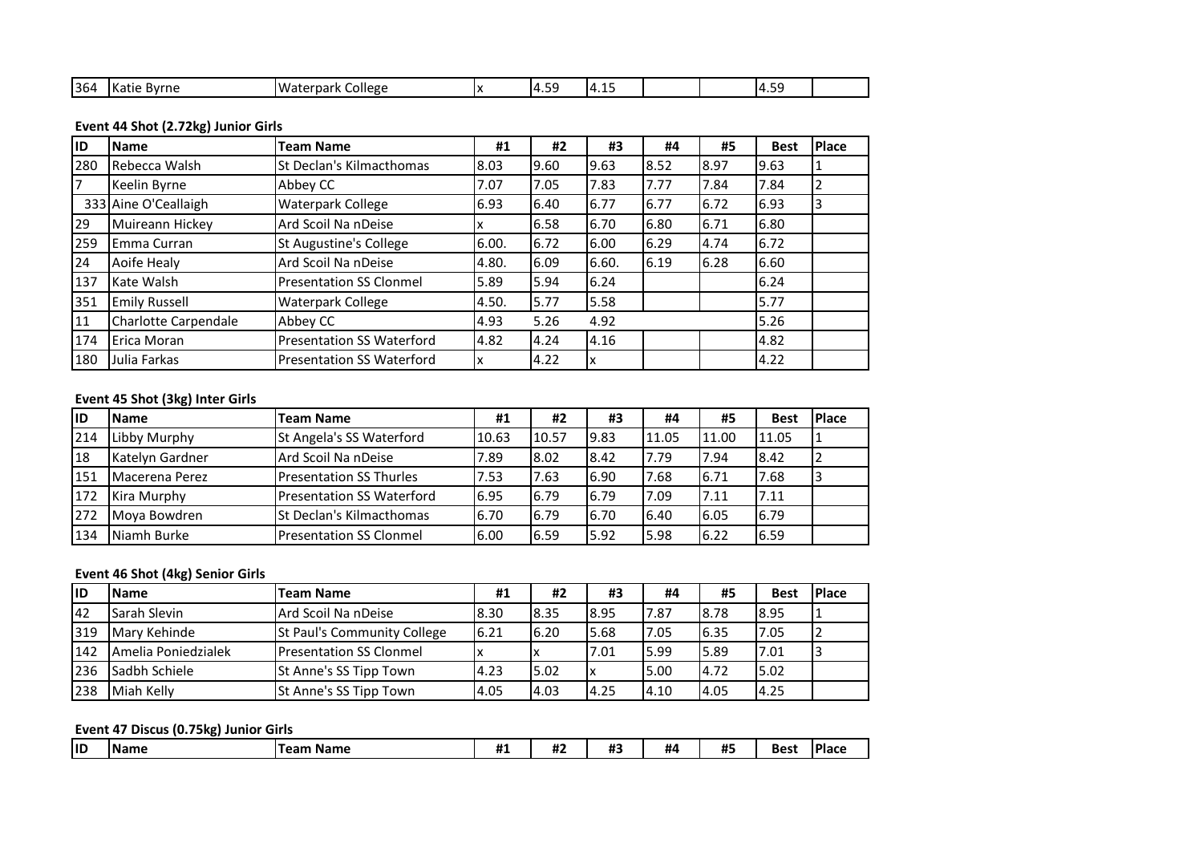| 364 | Katie Byrne | Waterpark College | x | 4.59 | 4.15 | | | 4.59 | |
|---|---|---|---|---|---|---|---|---|---|

### Event 44 Shot (2.72kg) Junior Girls

| ID | Name | Team Name | #1 | #2 | #3 | #4 | #5 | Best | Place |
|---|---|---|---|---|---|---|---|---|---|
| 280 | Rebecca Walsh | St Declan's Kilmacthomas | 8.03 | 9.60 | 9.63 | 8.52 | 8.97 | 9.63 | 1 |
| 7 | Keelin Byrne | Abbey CC | 7.07 | 7.05 | 7.83 | 7.77 | 7.84 | 7.84 | 2 |
| 333 | Aine O'Ceallaigh | Waterpark College | 6.93 | 6.40 | 6.77 | 6.77 | 6.72 | 6.93 | 3 |
| 29 | Muireann Hickey | Ard Scoil Na nDeise | x | 6.58 | 6.70 | 6.80 | 6.71 | 6.80 | |
| 259 | Emma Curran | St Augustine's College | 6.00. | 6.72 | 6.00 | 6.29 | 4.74 | 6.72 | |
| 24 | Aoife Healy | Ard Scoil Na nDeise | 4.80. | 6.09 | 6.60. | 6.19 | 6.28 | 6.60 | |
| 137 | Kate Walsh | Presentation SS Clonmel | 5.89 | 5.94 | 6.24 | | | 6.24 | |
| 351 | Emily Russell | Waterpark College | 4.50. | 5.77 | 5.58 | | | 5.77 | |
| 11 | Charlotte Carpendale | Abbey CC | 4.93 | 5.26 | 4.92 | | | 5.26 | |
| 174 | Erica Moran | Presentation SS Waterford | 4.82 | 4.24 | 4.16 | | | 4.82 | |
| 180 | Julia Farkas | Presentation SS Waterford | x | 4.22 | x | | | 4.22 | |

### Event 45 Shot (3kg) Inter Girls

| ID | Name | Team Name | #1 | #2 | #3 | #4 | #5 | Best | Place |
|---|---|---|---|---|---|---|---|---|---|
| 214 | Libby Murphy | St Angela's SS Waterford | 10.63 | 10.57 | 9.83 | 11.05 | 11.00 | 11.05 | 1 |
| 18 | Katelyn Gardner | Ard Scoil Na nDeise | 7.89 | 8.02 | 8.42 | 7.79 | 7.94 | 8.42 | 2 |
| 151 | Macerena Perez | Presentation SS Thurles | 7.53 | 7.63 | 6.90 | 7.68 | 6.71 | 7.68 | 3 |
| 172 | Kira Murphy | Presentation SS Waterford | 6.95 | 6.79 | 6.79 | 7.09 | 7.11 | 7.11 | |
| 272 | Moya Bowdren | St Declan's Kilmacthomas | 6.70 | 6.79 | 6.70 | 6.40 | 6.05 | 6.79 | |
| 134 | Niamh Burke | Presentation SS Clonmel | 6.00 | 6.59 | 5.92 | 5.98 | 6.22 | 6.59 | |

### Event 46 Shot (4kg) Senior Girls

| ID | Name | Team Name | #1 | #2 | #3 | #4 | #5 | Best | Place |
|---|---|---|---|---|---|---|---|---|---|
| 42 | Sarah Slevin | Ard Scoil Na nDeise | 8.30 | 8.35 | 8.95 | 7.87 | 8.78 | 8.95 | 1 |
| 319 | Mary Kehinde | St Paul's Community College | 6.21 | 6.20 | 5.68 | 7.05 | 6.35 | 7.05 | 2 |
| 142 | Amelia Poniedzialek | Presentation SS Clonmel | x | x | 7.01 | 5.99 | 5.89 | 7.01 | 3 |
| 236 | Sadbh Schiele | St Anne's SS Tipp Town | 4.23 | 5.02 | x | 5.00 | 4.72 | 5.02 | |
| 238 | Miah Kelly | St Anne's SS Tipp Town | 4.05 | 4.03 | 4.25 | 4.10 | 4.05 | 4.25 | |

### Event 47 Discus (0.75kg) Junior Girls

| ID | Name | Team Name | #1 | #2 | #3 | #4 | #5 | Best | Place |
|---|---|---|---|---|---|---|---|---|---|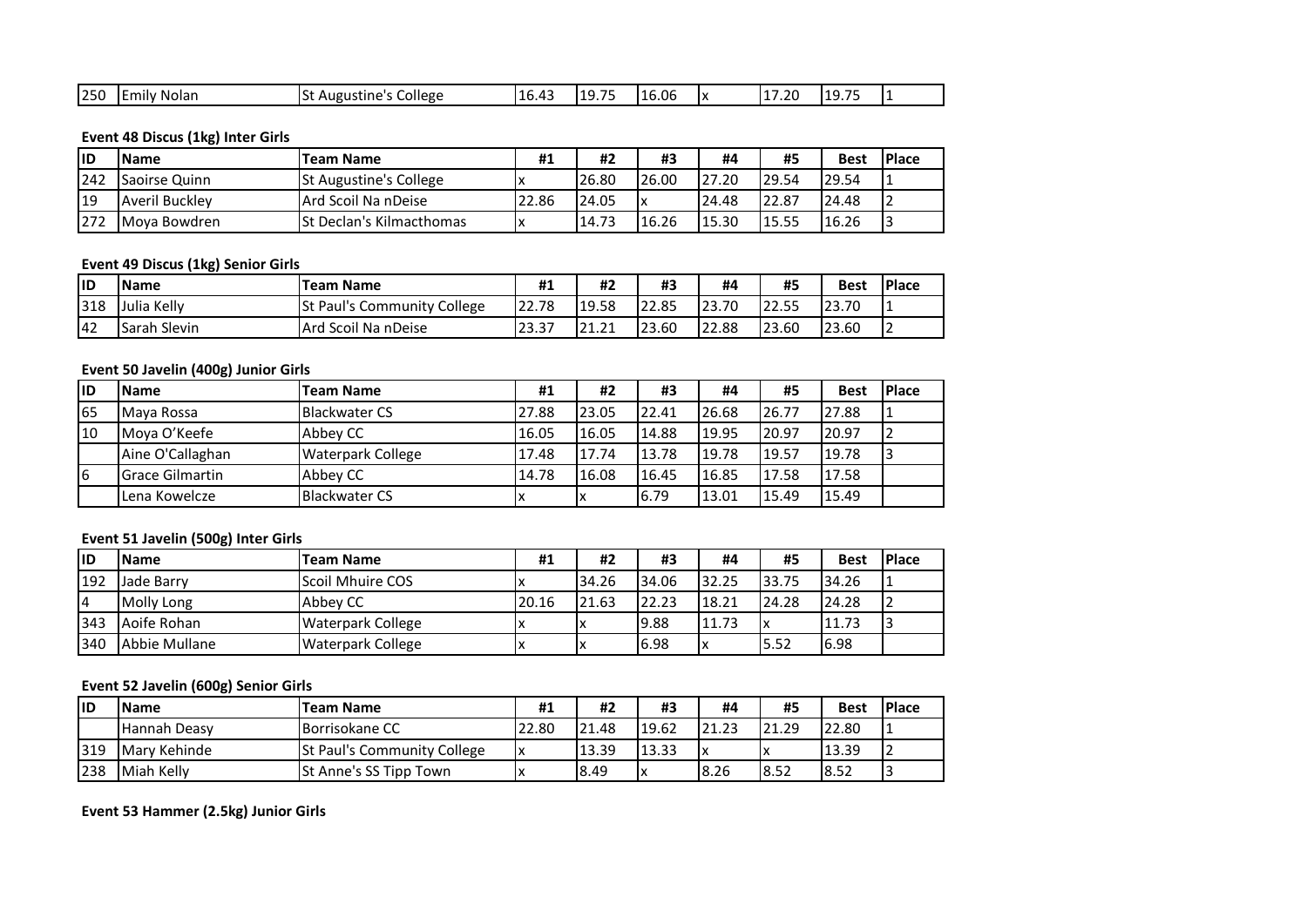| 250 | Emily Nolan | St Augustine's College | 16.43 | 19.75 | 16.06 | x | 17.20 | 19.75 | 1 |
|---|---|---|---|---|---|---|---|---|---|

**Event 48 Discus (1kg) Inter Girls**

| ID | Name | Team Name | #1 | #2 | #3 | #4 | #5 | Best | Place |
|---|---|---|---|---|---|---|---|---|---|
| 242 | Saoirse Quinn | St Augustine's College | x | 26.80 | 26.00 | 27.20 | 29.54 | 29.54 | 1 |
| 19 | Averil Buckley | Ard Scoil Na nDeise | 22.86 | 24.05 | x | 24.48 | 22.87 | 24.48 | 2 |
| 272 | Moya Bowdren | St Declan's Kilmacthomas | x | 14.73 | 16.26 | 15.30 | 15.55 | 16.26 | 3 |

**Event 49 Discus (1kg) Senior Girls**

| ID | Name | Team Name | #1 | #2 | #3 | #4 | #5 | Best | Place |
|---|---|---|---|---|---|---|---|---|---|
| 318 | Julia Kelly | St Paul's Community College | 22.78 | 19.58 | 22.85 | 23.70 | 22.55 | 23.70 | 1 |
| 42 | Sarah Slevin | Ard Scoil Na nDeise | 23.37 | 21.21 | 23.60 | 22.88 | 23.60 | 23.60 | 2 |

**Event 50 Javelin (400g) Junior Girls**

| ID | Name | Team Name | #1 | #2 | #3 | #4 | #5 | Best | Place |
|---|---|---|---|---|---|---|---|---|---|
| 65 | Maya Rossa | Blackwater CS | 27.88 | 23.05 | 22.41 | 26.68 | 26.77 | 27.88 | 1 |
| 10 | Moya O'Keefe | Abbey CC | 16.05 | 16.05 | 14.88 | 19.95 | 20.97 | 20.97 | 2 |
| | Aine O'Callaghan | Waterpark College | 17.48 | 17.74 | 13.78 | 19.78 | 19.57 | 19.78 | 3 |
| 6 | Grace Gilmartin | Abbey CC | 14.78 | 16.08 | 16.45 | 16.85 | 17.58 | 17.58 | |
| | Lena Kowelcze | Blackwater CS | x | x | 6.79 | 13.01 | 15.49 | 15.49 | |

**Event 51 Javelin (500g) Inter Girls**

| ID | Name | Team Name | #1 | #2 | #3 | #4 | #5 | Best | Place |
|---|---|---|---|---|---|---|---|---|---|
| 192 | Jade Barry | Scoil Mhuire COS | x | 34.26 | 34.06 | 32.25 | 33.75 | 34.26 | 1 |
| 4 | Molly Long | Abbey CC | 20.16 | 21.63 | 22.23 | 18.21 | 24.28 | 24.28 | 2 |
| 343 | Aoife Rohan | Waterpark College | x | x | 9.88 | 11.73 | x | 11.73 | 3 |
| 340 | Abbie Mullane | Waterpark College | x | x | 6.98 | x | 5.52 | 6.98 | |

**Event 52 Javelin (600g) Senior Girls**

| ID | Name | Team Name | #1 | #2 | #3 | #4 | #5 | Best | Place |
|---|---|---|---|---|---|---|---|---|---|
| | Hannah Deasy | Borrisokane CC | 22.80 | 21.48 | 19.62 | 21.23 | 21.29 | 22.80 | 1 |
| 319 | Mary Kehinde | St Paul's Community College | x | 13.39 | 13.33 | x | x | 13.39 | 2 |
| 238 | Miah Kelly | St Anne's SS Tipp Town | x | 8.49 | x | 8.26 | 8.52 | 8.52 | 3 |

**Event 53 Hammer (2.5kg) Junior Girls**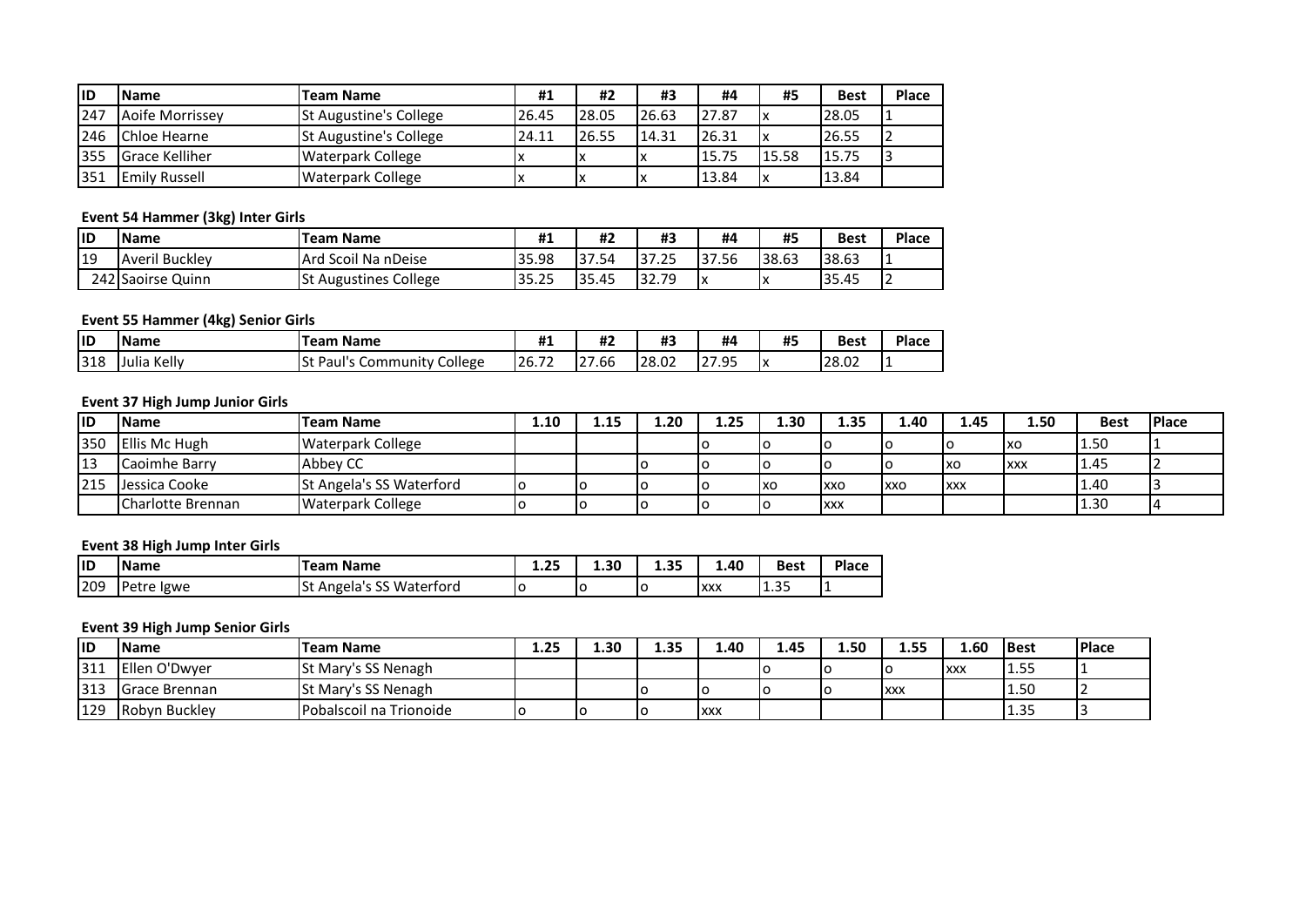| ID | Name | Team Name | #1 | #2 | #3 | #4 | #5 | Best | Place |
|---|---|---|---|---|---|---|---|---|---|
| 247 | Aoife Morrissey | St Augustine's College | 26.45 | 28.05 | 26.63 | 27.87 | x | 28.05 | 1 |
| 246 | Chloe Hearne | St Augustine's College | 24.11 | 26.55 | 14.31 | 26.31 | x | 26.55 | 2 |
| 355 | Grace Kelliher | Waterpark College | x | x | x | 15.75 | 15.58 | 15.75 | 3 |
| 351 | Emily Russell | Waterpark College | x | x | x | 13.84 | x | 13.84 | |

**Event 54 Hammer (3kg) Inter Girls**

| ID | Name | Team Name | #1 | #2 | #3 | #4 | #5 | Best | Place |
|---|---|---|---|---|---|---|---|---|---|
| 19 | Averil Buckley | Ard Scoil Na nDeise | 35.98 | 37.54 | 37.25 | 37.56 | 38.63 | 38.63 | 1 |
| 242 | Saoirse Quinn | St Augustines College | 35.25 | 35.45 | 32.79 | x | x | 35.45 | 2 |

**Event 55 Hammer (4kg) Senior Girls**

| ID | Name | Team Name | #1 | #2 | #3 | #4 | #5 | Best | Place |
|---|---|---|---|---|---|---|---|---|---|
| 318 | Julia Kelly | St Paul's Community College | 26.72 | 27.66 | 28.02 | 27.95 | x | 28.02 | 1 |

**Event 37 High Jump Junior Girls**

| ID | Name | Team Name | 1.10 | 1.15 | 1.20 | 1.25 | 1.30 | 1.35 | 1.40 | 1.45 | 1.50 | Best | Place |
|---|---|---|---|---|---|---|---|---|---|---|---|---|---|
| 350 | Ellis Mc Hugh | Waterpark College | | | | o | o | o | o | o | xo | 1.50 | 1 |
| 13 | Caoimhe Barry | Abbey CC | | | o | o | o | o | o | xo | xxx | 1.45 | 2 |
| 215 | Jessica Cooke | St Angela's SS Waterford | o | o | o | o | xo | xxo | xxo | xxx | | 1.40 | 3 |
| | Charlotte Brennan | Waterpark College | o | o | o | o | o | xxx | | | | 1.30 | 4 |

**Event 38 High Jump Inter Girls**

| ID | Name | Team Name | 1.25 | 1.30 | 1.35 | 1.40 | Best | Place |
|---|---|---|---|---|---|---|---|---|
| 209 | Petre Igwe | St Angela's SS Waterford | o | o | o | xxx | 1.35 | 1 |

**Event 39 High Jump Senior Girls**

| ID | Name | Team Name | 1.25 | 1.30 | 1.35 | 1.40 | 1.45 | 1.50 | 1.55 | 1.60 | Best | Place |
|---|---|---|---|---|---|---|---|---|---|---|---|---|
| 311 | Ellen O'Dwyer | St Mary's SS Nenagh | | | | | o | o | o | xxx | 1.55 | 1 |
| 313 | Grace Brennan | St Mary's SS Nenagh | | | o | o | o | o | xxx | | 1.50 | 2 |
| 129 | Robyn Buckley | Pobalscoil na Trionoide | o | o | o | xxx | | | | | 1.35 | 3 |